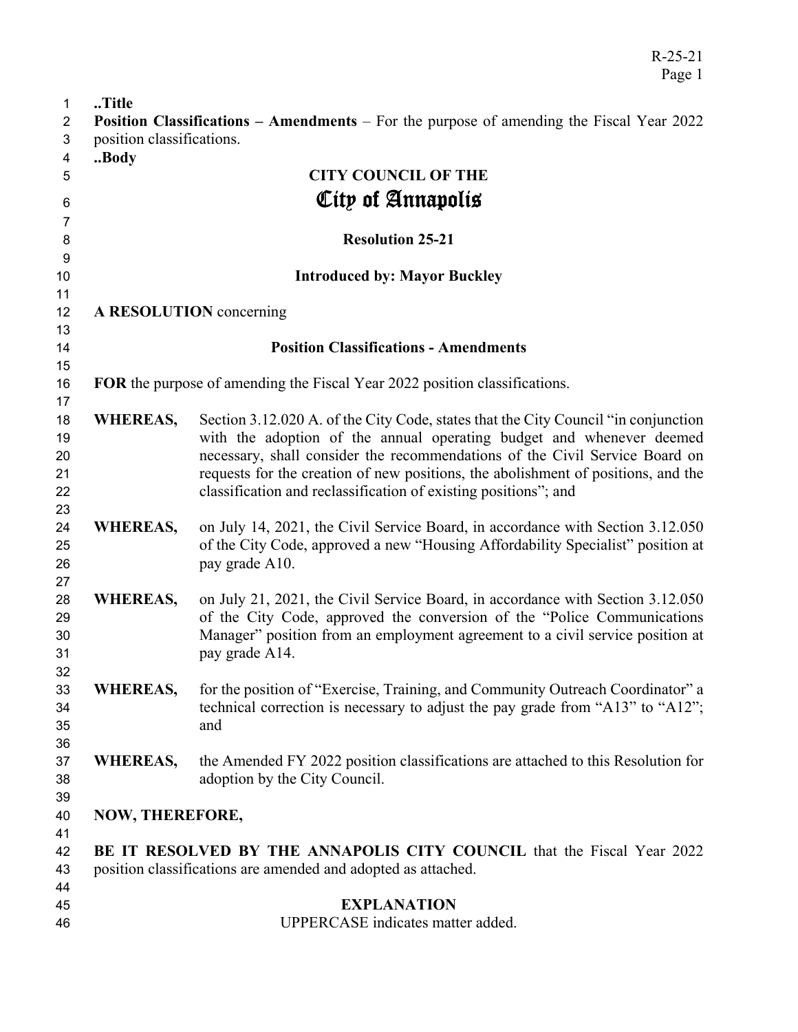..Title

**Position Classifications – Amendments** – For the purpose of amending the Fiscal Year 2022 position classifications.

..Body

# CITY COUNCIL OF THE
# City of Annapolis

**Resolution 25-21**

**Introduced by: Mayor Buckley**

**A RESOLUTION** concerning

**Position Classifications - Amendments**

**FOR** the purpose of amending the Fiscal Year 2022 position classifications.

**WHEREAS,** Section 3.12.020 A. of the City Code, states that the City Council "in conjunction with the adoption of the annual operating budget and whenever deemed necessary, shall consider the recommendations of the Civil Service Board on requests for the creation of new positions, the abolishment of positions, and the classification and reclassification of existing positions"; and

**WHEREAS,** on July 14, 2021, the Civil Service Board, in accordance with Section 3.12.050 of the City Code, approved a new "Housing Affordability Specialist" position at pay grade A10.

**WHEREAS,** on July 21, 2021, the Civil Service Board, in accordance with Section 3.12.050 of the City Code, approved the conversion of the "Police Communications Manager" position from an employment agreement to a civil service position at pay grade A14.

**WHEREAS,** for the position of "Exercise, Training, and Community Outreach Coordinator" a technical correction is necessary to adjust the pay grade from "A13" to "A12"; and

**WHEREAS,** the Amended FY 2022 position classifications are attached to this Resolution for adoption by the City Council.

**NOW, THEREFORE,**

**BE IT RESOLVED BY THE ANNAPOLIS CITY COUNCIL** that the Fiscal Year 2022 position classifications are amended and adopted as attached.

**EXPLANATION**

UPPERCASE indicates matter added.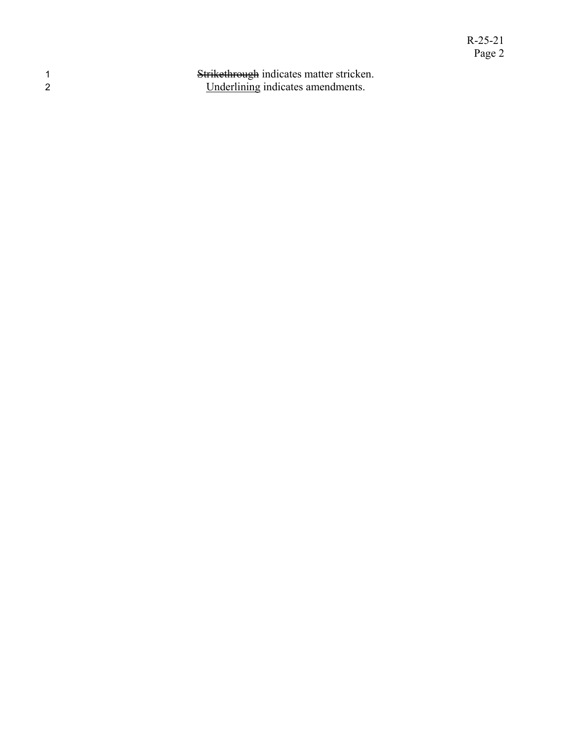~~Strikethrough~~ indicates matter stricken.
Underlining indicates amendments.